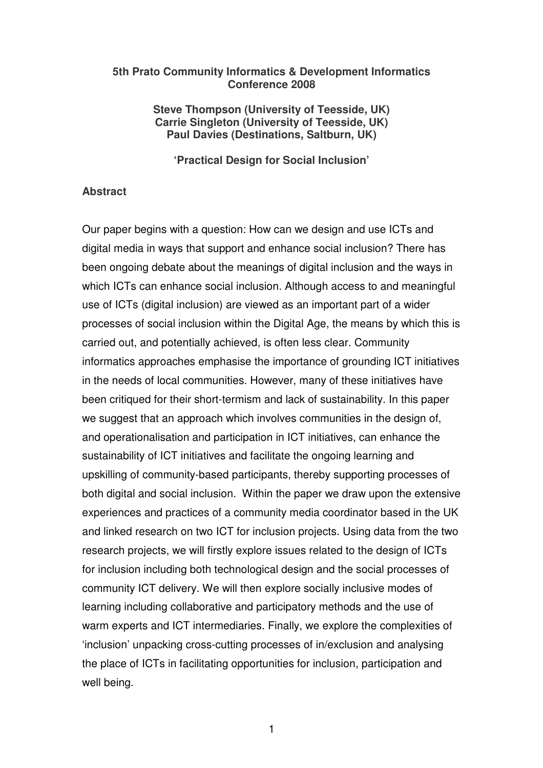**5th Prato Community Informatics & Development Informatics Conference 2008**

**Steve Thompson (University of Teesside, UK)**
**Carrie Singleton (University of Teesside, UK)**
**Paul Davies (Destinations, Saltburn, UK)**

**'Practical Design for Social Inclusion'**

## Abstract

Our paper begins with a question: How can we design and use ICTs and digital media in ways that support and enhance social inclusion? There has been ongoing debate about the meanings of digital inclusion and the ways in which ICTs can enhance social inclusion. Although access to and meaningful use of ICTs (digital inclusion) are viewed as an important part of a wider processes of social inclusion within the Digital Age, the means by which this is carried out, and potentially achieved, is often less clear. Community informatics approaches emphasise the importance of grounding ICT initiatives in the needs of local communities. However, many of these initiatives have been critiqued for their short-termism and lack of sustainability. In this paper we suggest that an approach which involves communities in the design of, and operationalisation and participation in ICT initiatives, can enhance the sustainability of ICT initiatives and facilitate the ongoing learning and upskilling of community-based participants, thereby supporting processes of both digital and social inclusion. Within the paper we draw upon the extensive experiences and practices of a community media coordinator based in the UK and linked research on two ICT for inclusion projects. Using data from the two research projects, we will firstly explore issues related to the design of ICTs for inclusion including both technological design and the social processes of community ICT delivery. We will then explore socially inclusive modes of learning including collaborative and participatory methods and the use of warm experts and ICT intermediaries. Finally, we explore the complexities of 'inclusion' unpacking cross-cutting processes of in/exclusion and analysing the place of ICTs in facilitating opportunities for inclusion, participation and well being.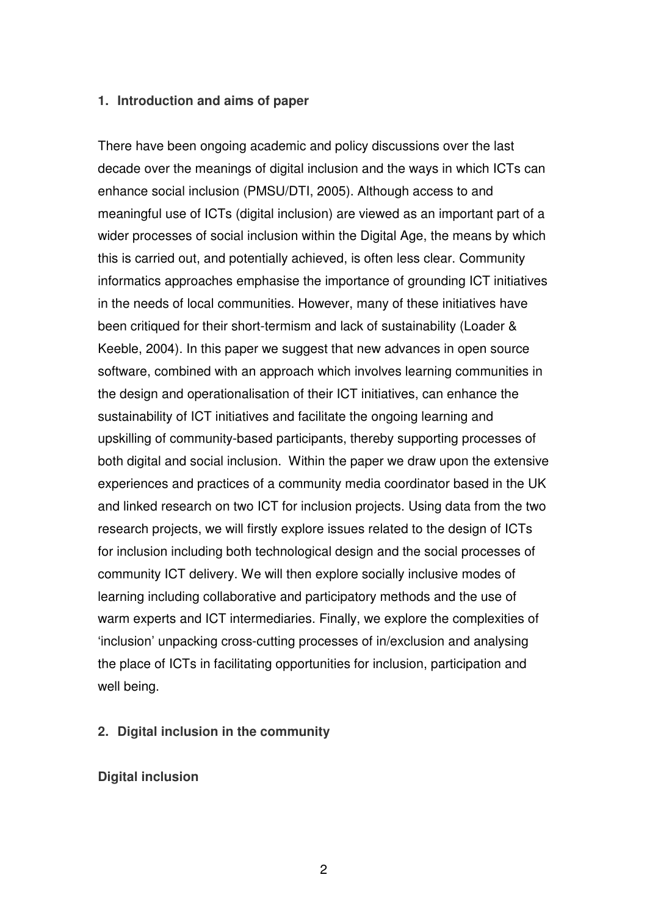## 1. Introduction and aims of paper

There have been ongoing academic and policy discussions over the last decade over the meanings of digital inclusion and the ways in which ICTs can enhance social inclusion (PMSU/DTI, 2005). Although access to and meaningful use of ICTs (digital inclusion) are viewed as an important part of a wider processes of social inclusion within the Digital Age, the means by which this is carried out, and potentially achieved, is often less clear. Community informatics approaches emphasise the importance of grounding ICT initiatives in the needs of local communities. However, many of these initiatives have been critiqued for their short-termism and lack of sustainability (Loader & Keeble, 2004). In this paper we suggest that new advances in open source software, combined with an approach which involves learning communities in the design and operationalisation of their ICT initiatives, can enhance the sustainability of ICT initiatives and facilitate the ongoing learning and upskilling of community-based participants, thereby supporting processes of both digital and social inclusion. Within the paper we draw upon the extensive experiences and practices of a community media coordinator based in the UK and linked research on two ICT for inclusion projects. Using data from the two research projects, we will firstly explore issues related to the design of ICTs for inclusion including both technological design and the social processes of community ICT delivery. We will then explore socially inclusive modes of learning including collaborative and participatory methods and the use of warm experts and ICT intermediaries. Finally, we explore the complexities of 'inclusion' unpacking cross-cutting processes of in/exclusion and analysing the place of ICTs in facilitating opportunities for inclusion, participation and well being.

## 2. Digital inclusion in the community

### Digital inclusion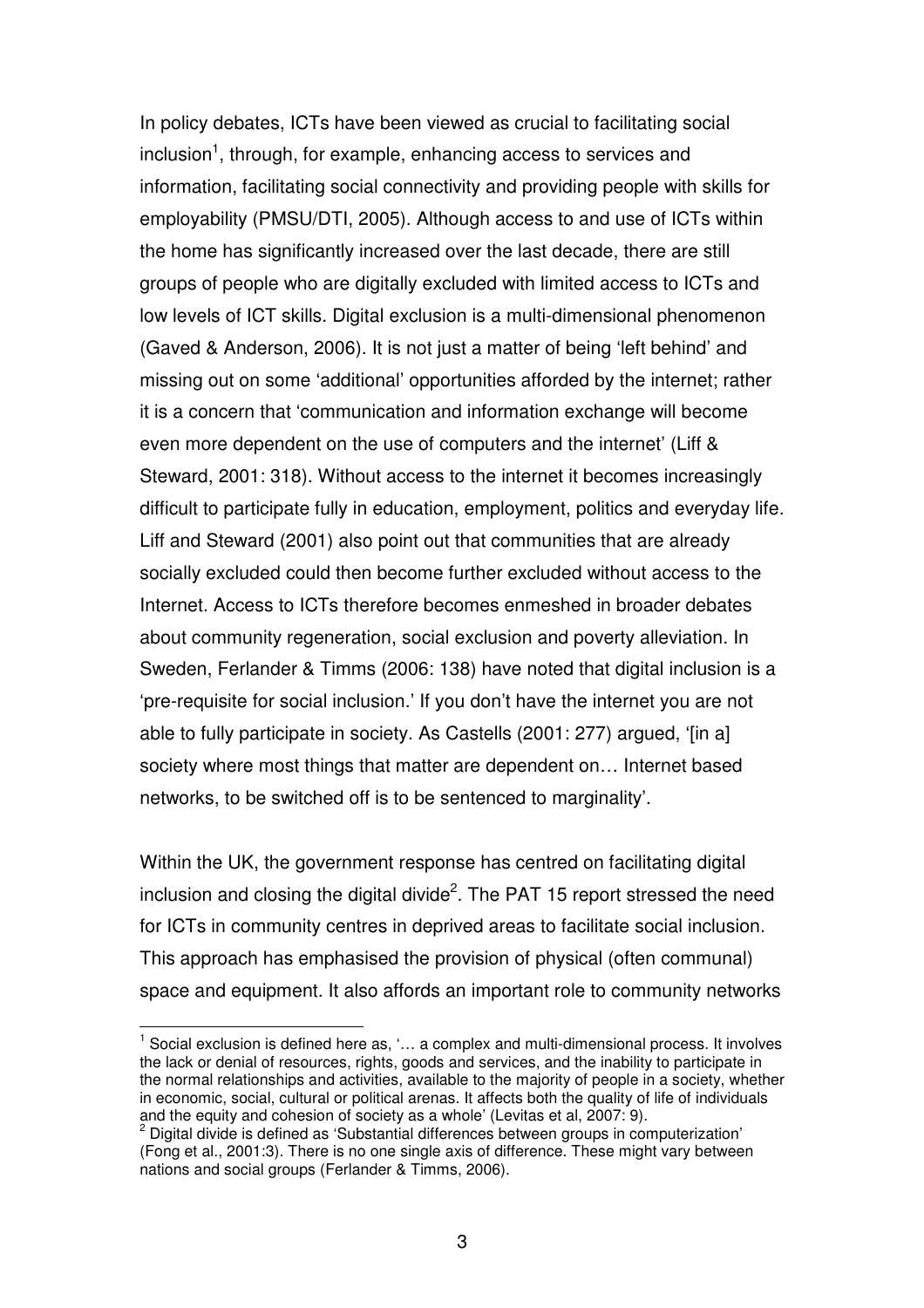In policy debates, ICTs have been viewed as crucial to facilitating social inclusion[1], through, for example, enhancing access to services and information, facilitating social connectivity and providing people with skills for employability (PMSU/DTI, 2005). Although access to and use of ICTs within the home has significantly increased over the last decade, there are still groups of people who are digitally excluded with limited access to ICTs and low levels of ICT skills. Digital exclusion is a multi-dimensional phenomenon (Gaved & Anderson, 2006). It is not just a matter of being 'left behind' and missing out on some 'additional' opportunities afforded by the internet; rather it is a concern that 'communication and information exchange will become even more dependent on the use of computers and the internet' (Liff & Steward, 2001: 318). Without access to the internet it becomes increasingly difficult to participate fully in education, employment, politics and everyday life. Liff and Steward (2001) also point out that communities that are already socially excluded could then become further excluded without access to the Internet. Access to ICTs therefore becomes enmeshed in broader debates about community regeneration, social exclusion and poverty alleviation. In Sweden, Ferlander & Timms (2006: 138) have noted that digital inclusion is a 'pre-requisite for social inclusion.' If you don't have the internet you are not able to fully participate in society. As Castells (2001: 277) argued, '[in a] society where most things that matter are dependent on… Internet based networks, to be switched off is to be sentenced to marginality'.

Within the UK, the government response has centred on facilitating digital inclusion and closing the digital divide[2]. The PAT 15 report stressed the need for ICTs in community centres in deprived areas to facilitate social inclusion. This approach has emphasised the provision of physical (often communal) space and equipment. It also affords an important role to community networks

---

[1] Social exclusion is defined here as, '… a complex and multi-dimensional process. It involves the lack or denial of resources, rights, goods and services, and the inability to participate in the normal relationships and activities, available to the majority of people in a society, whether in economic, social, cultural or political arenas. It affects both the quality of life of individuals and the equity and cohesion of society as a whole' (Levitas et al, 2007: 9).

[2] Digital divide is defined as 'Substantial differences between groups in computerization' (Fong et al., 2001:3). There is no one single axis of difference. These might vary between nations and social groups (Ferlander & Timms, 2006).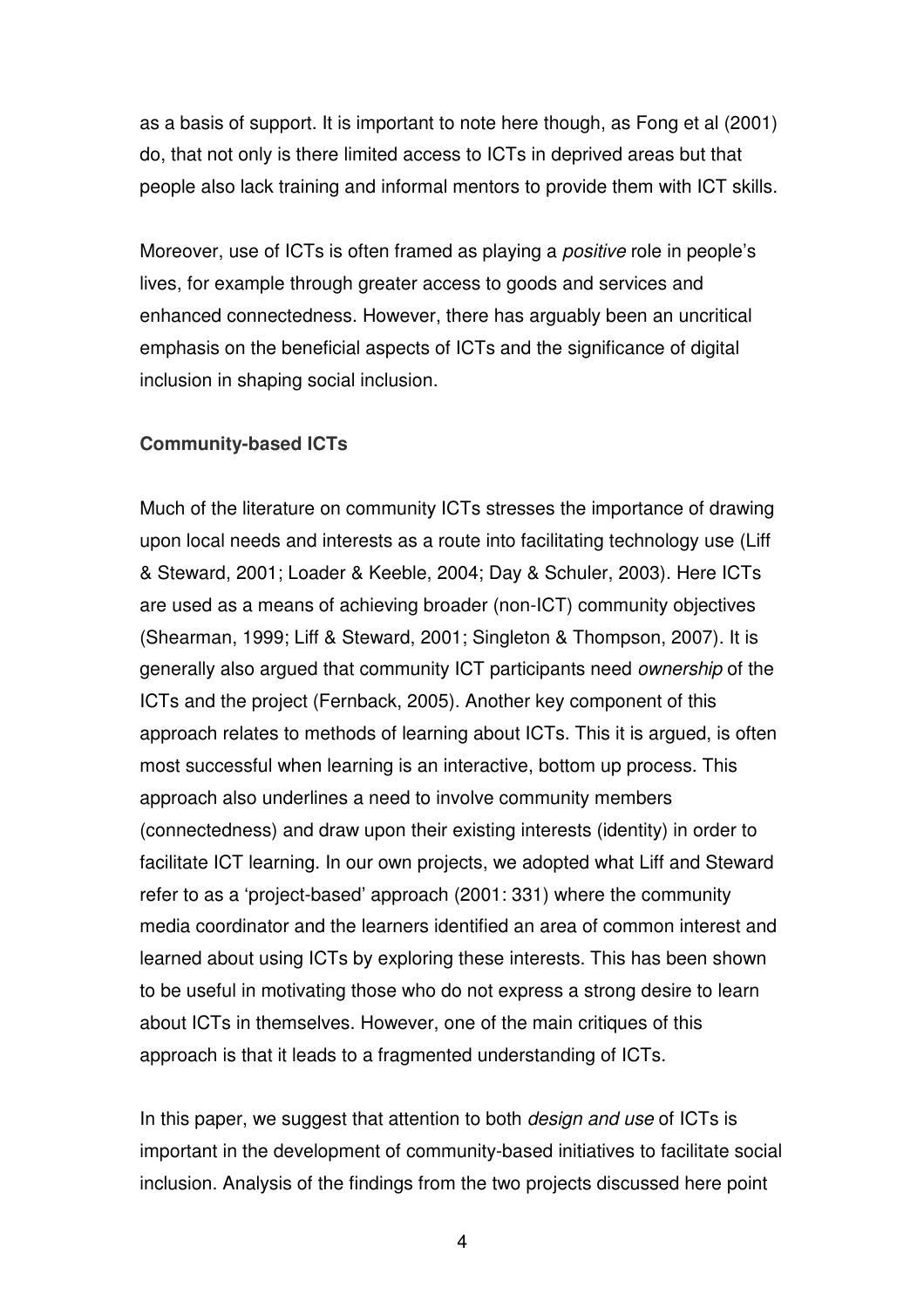as a basis of support. It is important to note here though, as Fong et al (2001) do, that not only is there limited access to ICTs in deprived areas but that people also lack training and informal mentors to provide them with ICT skills.

Moreover, use of ICTs is often framed as playing a *positive* role in people's lives, for example through greater access to goods and services and enhanced connectedness. However, there has arguably been an uncritical emphasis on the beneficial aspects of ICTs and the significance of digital inclusion in shaping social inclusion.

**Community-based ICTs**

Much of the literature on community ICTs stresses the importance of drawing upon local needs and interests as a route into facilitating technology use (Liff & Steward, 2001; Loader & Keeble, 2004; Day & Schuler, 2003). Here ICTs are used as a means of achieving broader (non-ICT) community objectives (Shearman, 1999; Liff & Steward, 2001; Singleton & Thompson, 2007). It is generally also argued that community ICT participants need *ownership* of the ICTs and the project (Fernback, 2005). Another key component of this approach relates to methods of learning about ICTs. This it is argued, is often most successful when learning is an interactive, bottom up process. This approach also underlines a need to involve community members (connectedness) and draw upon their existing interests (identity) in order to facilitate ICT learning. In our own projects, we adopted what Liff and Steward refer to as a 'project-based' approach (2001: 331) where the community media coordinator and the learners identified an area of common interest and learned about using ICTs by exploring these interests. This has been shown to be useful in motivating those who do not express a strong desire to learn about ICTs in themselves. However, one of the main critiques of this approach is that it leads to a fragmented understanding of ICTs.

In this paper, we suggest that attention to both *design and use* of ICTs is important in the development of community-based initiatives to facilitate social inclusion. Analysis of the findings from the two projects discussed here point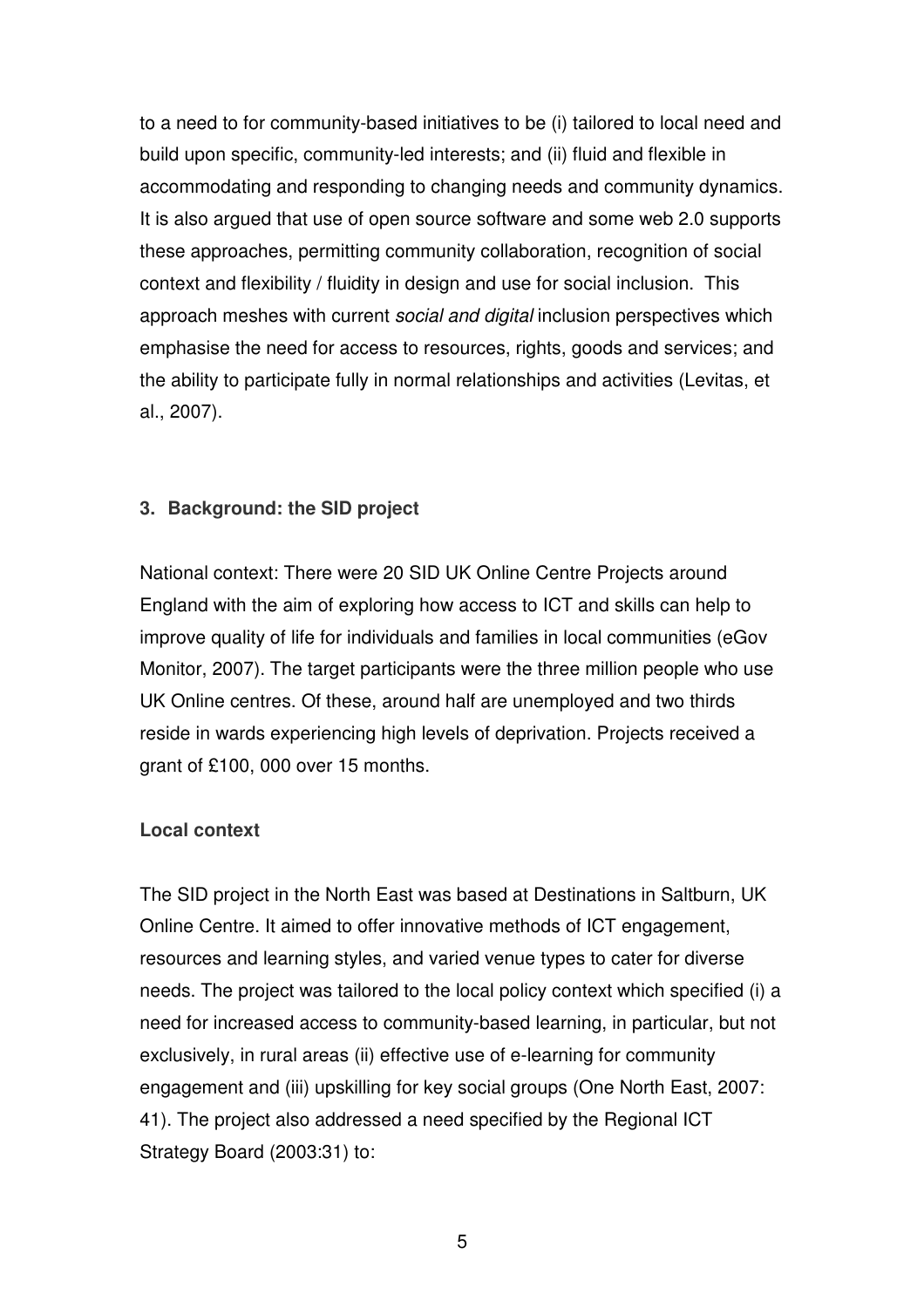to a need to for community-based initiatives to be (i) tailored to local need and build upon specific, community-led interests; and (ii) fluid and flexible in accommodating and responding to changing needs and community dynamics. It is also argued that use of open source software and some web 2.0 supports these approaches, permitting community collaboration, recognition of social context and flexibility / fluidity in design and use for social inclusion. This approach meshes with current *social and digital* inclusion perspectives which emphasise the need for access to resources, rights, goods and services; and the ability to participate fully in normal relationships and activities (Levitas, et al., 2007).

## 3. Background: the SID project

National context: There were 20 SID UK Online Centre Projects around England with the aim of exploring how access to ICT and skills can help to improve quality of life for individuals and families in local communities (eGov Monitor, 2007). The target participants were the three million people who use UK Online centres. Of these, around half are unemployed and two thirds reside in wards experiencing high levels of deprivation. Projects received a grant of £100, 000 over 15 months.

### Local context

The SID project in the North East was based at Destinations in Saltburn, UK Online Centre. It aimed to offer innovative methods of ICT engagement, resources and learning styles, and varied venue types to cater for diverse needs. The project was tailored to the local policy context which specified (i) a need for increased access to community-based learning, in particular, but not exclusively, in rural areas (ii) effective use of e-learning for community engagement and (iii) upskilling for key social groups (One North East, 2007: 41). The project also addressed a need specified by the Regional ICT Strategy Board (2003:31) to: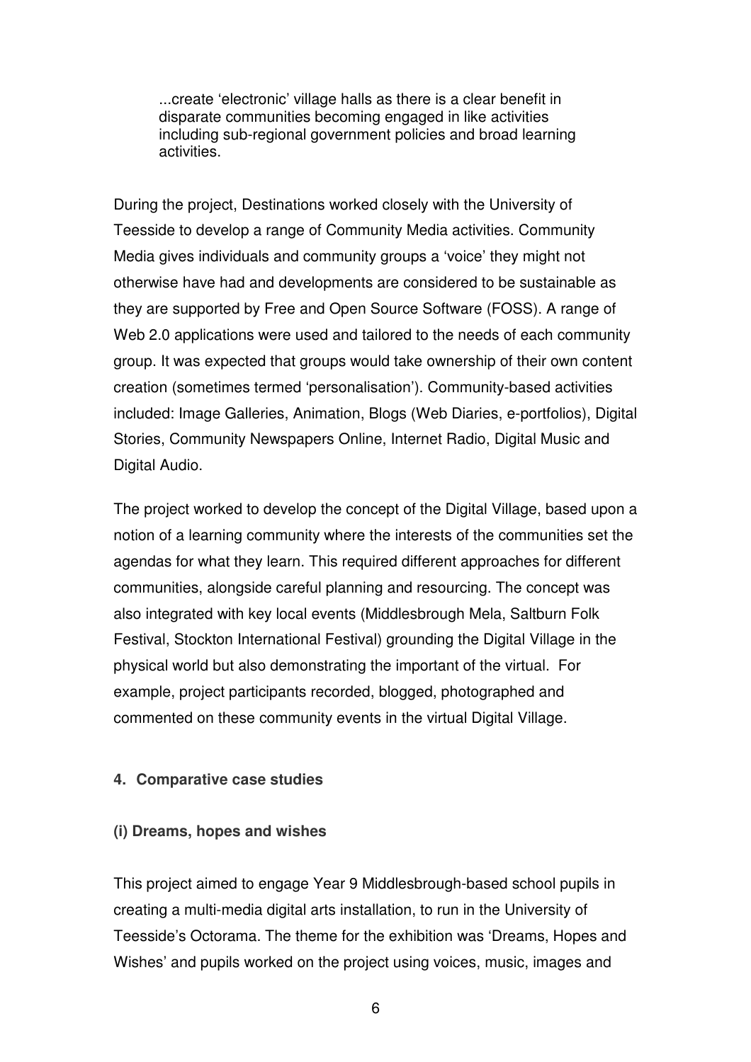> ...create 'electronic' village halls as there is a clear benefit in disparate communities becoming engaged in like activities including sub-regional government policies and broad learning activities.

During the project, Destinations worked closely with the University of Teesside to develop a range of Community Media activities. Community Media gives individuals and community groups a 'voice' they might not otherwise have had and developments are considered to be sustainable as they are supported by Free and Open Source Software (FOSS). A range of Web 2.0 applications were used and tailored to the needs of each community group. It was expected that groups would take ownership of their own content creation (sometimes termed 'personalisation'). Community-based activities included: Image Galleries, Animation, Blogs (Web Diaries, e-portfolios), Digital Stories, Community Newspapers Online, Internet Radio, Digital Music and Digital Audio.

The project worked to develop the concept of the Digital Village, based upon a notion of a learning community where the interests of the communities set the agendas for what they learn. This required different approaches for different communities, alongside careful planning and resourcing. The concept was also integrated with key local events (Middlesbrough Mela, Saltburn Folk Festival, Stockton International Festival) grounding the Digital Village in the physical world but also demonstrating the important of the virtual. For example, project participants recorded, blogged, photographed and commented on these community events in the virtual Digital Village.

## 4. Comparative case studies

### (i) Dreams, hopes and wishes

This project aimed to engage Year 9 Middlesbrough-based school pupils in creating a multi-media digital arts installation, to run in the University of Teesside's Octorama. The theme for the exhibition was 'Dreams, Hopes and Wishes' and pupils worked on the project using voices, music, images and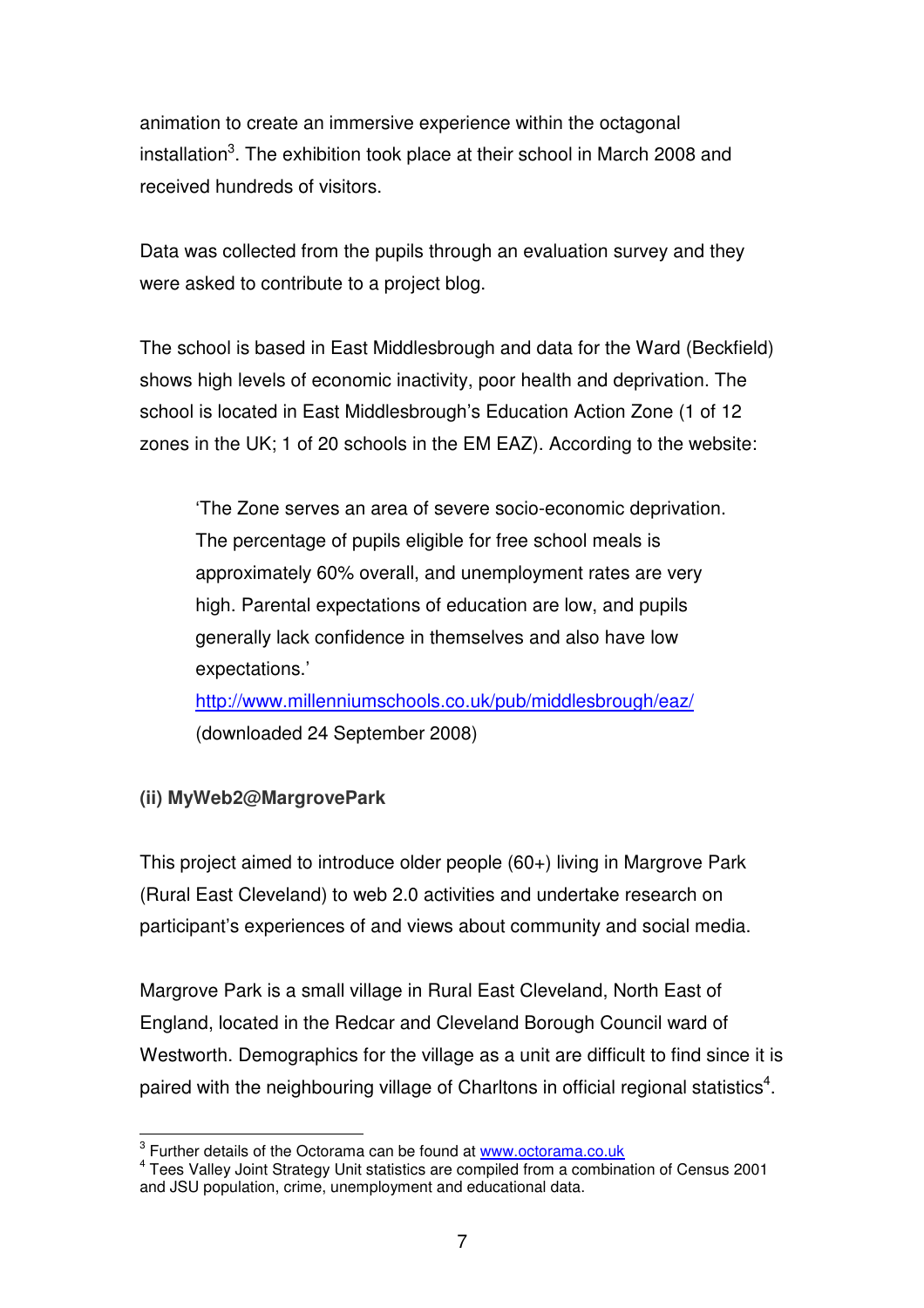animation to create an immersive experience within the octagonal installation[3]. The exhibition took place at their school in March 2008 and received hundreds of visitors.

Data was collected from the pupils through an evaluation survey and they were asked to contribute to a project blog.

The school is based in East Middlesbrough and data for the Ward (Beckfield) shows high levels of economic inactivity, poor health and deprivation. The school is located in East Middlesbrough's Education Action Zone (1 of 12 zones in the UK; 1 of 20 schools in the EM EAZ). According to the website:

> 'The Zone serves an area of severe socio-economic deprivation. The percentage of pupils eligible for free school meals is approximately 60% overall, and unemployment rates are very high. Parental expectations of education are low, and pupils generally lack confidence in themselves and also have low expectations.'
> http://www.millenniumschools.co.uk/pub/middlesbrough/eaz/ (downloaded 24 September 2008)

**(ii) MyWeb2@MargrovePark**

This project aimed to introduce older people (60+) living in Margrove Park (Rural East Cleveland) to web 2.0 activities and undertake research on participant's experiences of and views about community and social media.

Margrove Park is a small village in Rural East Cleveland, North East of England, located in the Redcar and Cleveland Borough Council ward of Westworth. Demographics for the village as a unit are difficult to find since it is paired with the neighbouring village of Charltons in official regional statistics[4].

---

[3] Further details of the Octorama can be found at www.octorama.co.uk

[4] Tees Valley Joint Strategy Unit statistics are compiled from a combination of Census 2001 and JSU population, crime, unemployment and educational data.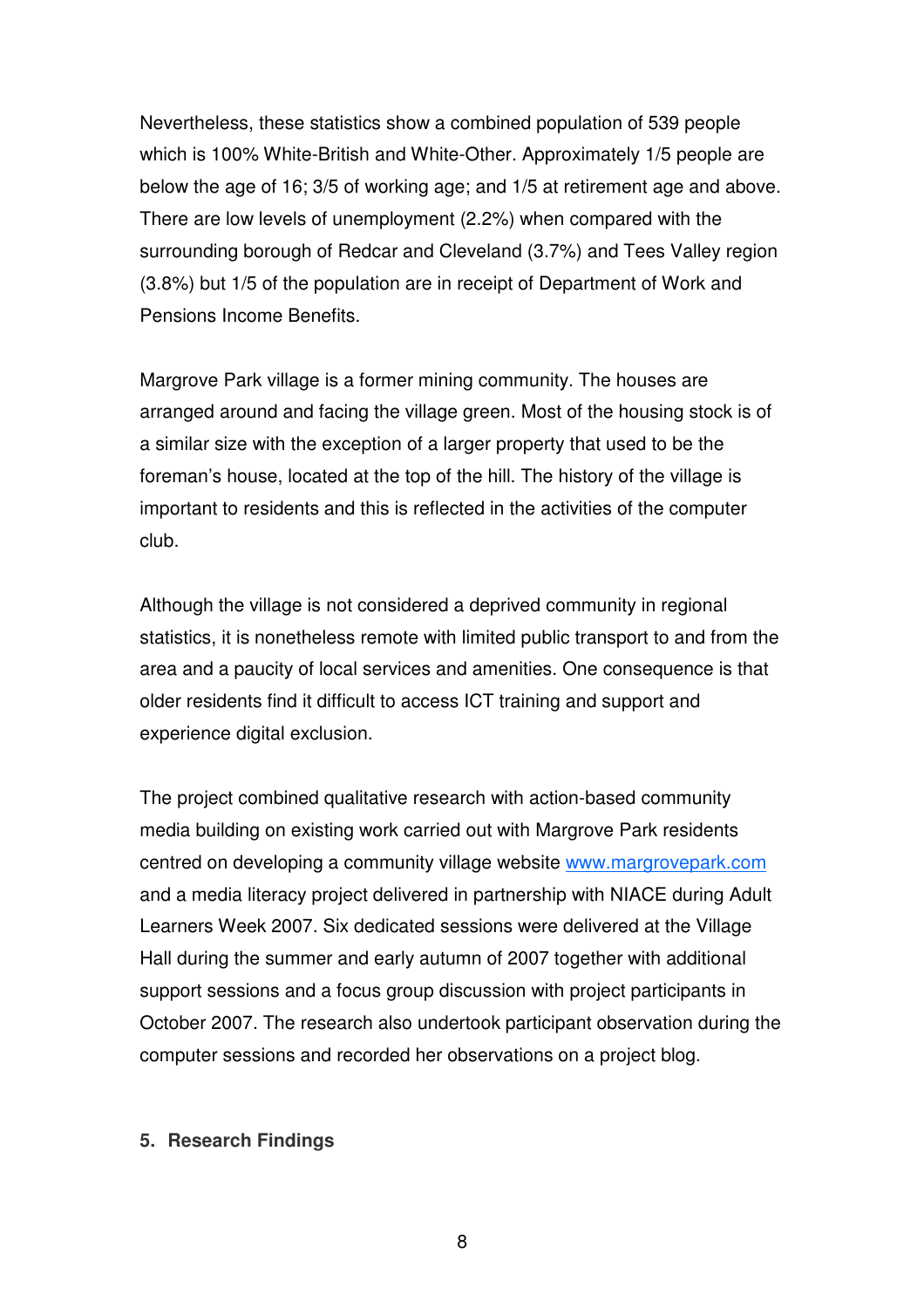Nevertheless, these statistics show a combined population of 539 people which is 100% White-British and White-Other. Approximately 1/5 people are below the age of 16; 3/5 of working age; and 1/5 at retirement age and above. There are low levels of unemployment (2.2%) when compared with the surrounding borough of Redcar and Cleveland (3.7%) and Tees Valley region (3.8%) but 1/5 of the population are in receipt of Department of Work and Pensions Income Benefits.

Margrove Park village is a former mining community. The houses are arranged around and facing the village green. Most of the housing stock is of a similar size with the exception of a larger property that used to be the foreman's house, located at the top of the hill. The history of the village is important to residents and this is reflected in the activities of the computer club.

Although the village is not considered a deprived community in regional statistics, it is nonetheless remote with limited public transport to and from the area and a paucity of local services and amenities. One consequence is that older residents find it difficult to access ICT training and support and experience digital exclusion.

The project combined qualitative research with action-based community media building on existing work carried out with Margrove Park residents centred on developing a community village website [www.margrovepark.com](http://www.margrovepark.com) and a media literacy project delivered in partnership with NIACE during Adult Learners Week 2007. Six dedicated sessions were delivered at the Village Hall during the summer and early autumn of 2007 together with additional support sessions and a focus group discussion with project participants in October 2007. The research also undertook participant observation during the computer sessions and recorded her observations on a project blog.

## 5. Research Findings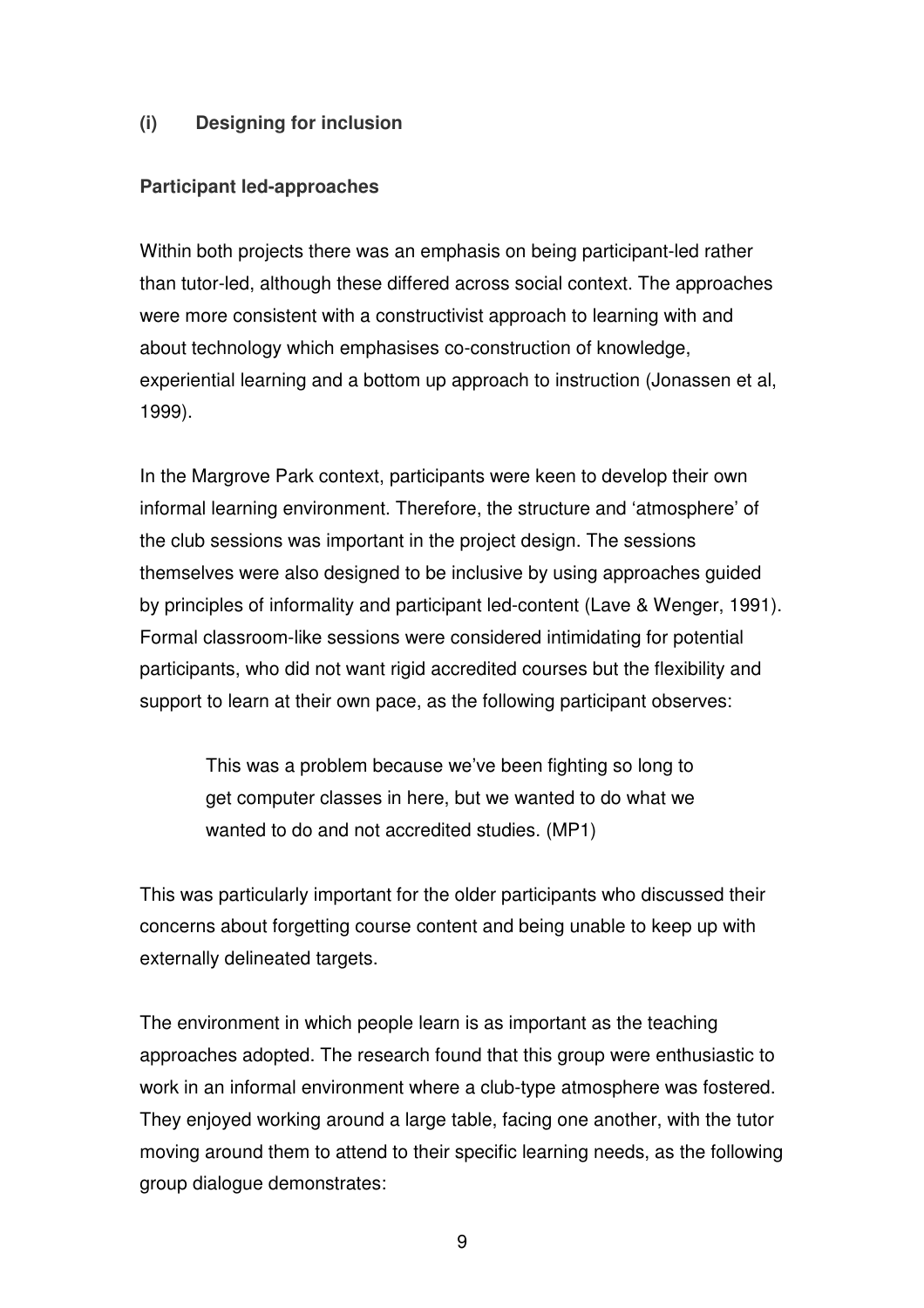### (i) Designing for inclusion

**Participant led-approaches**

Within both projects there was an emphasis on being participant-led rather than tutor-led, although these differed across social context. The approaches were more consistent with a constructivist approach to learning with and about technology which emphasises co-construction of knowledge, experiential learning and a bottom up approach to instruction (Jonassen et al, 1999).

In the Margrove Park context, participants were keen to develop their own informal learning environment. Therefore, the structure and 'atmosphere' of the club sessions was important in the project design. The sessions themselves were also designed to be inclusive by using approaches guided by principles of informality and participant led-content (Lave & Wenger, 1991). Formal classroom-like sessions were considered intimidating for potential participants, who did not want rigid accredited courses but the flexibility and support to learn at their own pace, as the following participant observes:

> This was a problem because we've been fighting so long to get computer classes in here, but we wanted to do what we wanted to do and not accredited studies. (MP1)

This was particularly important for the older participants who discussed their concerns about forgetting course content and being unable to keep up with externally delineated targets.

The environment in which people learn is as important as the teaching approaches adopted. The research found that this group were enthusiastic to work in an informal environment where a club-type atmosphere was fostered. They enjoyed working around a large table, facing one another, with the tutor moving around them to attend to their specific learning needs, as the following group dialogue demonstrates: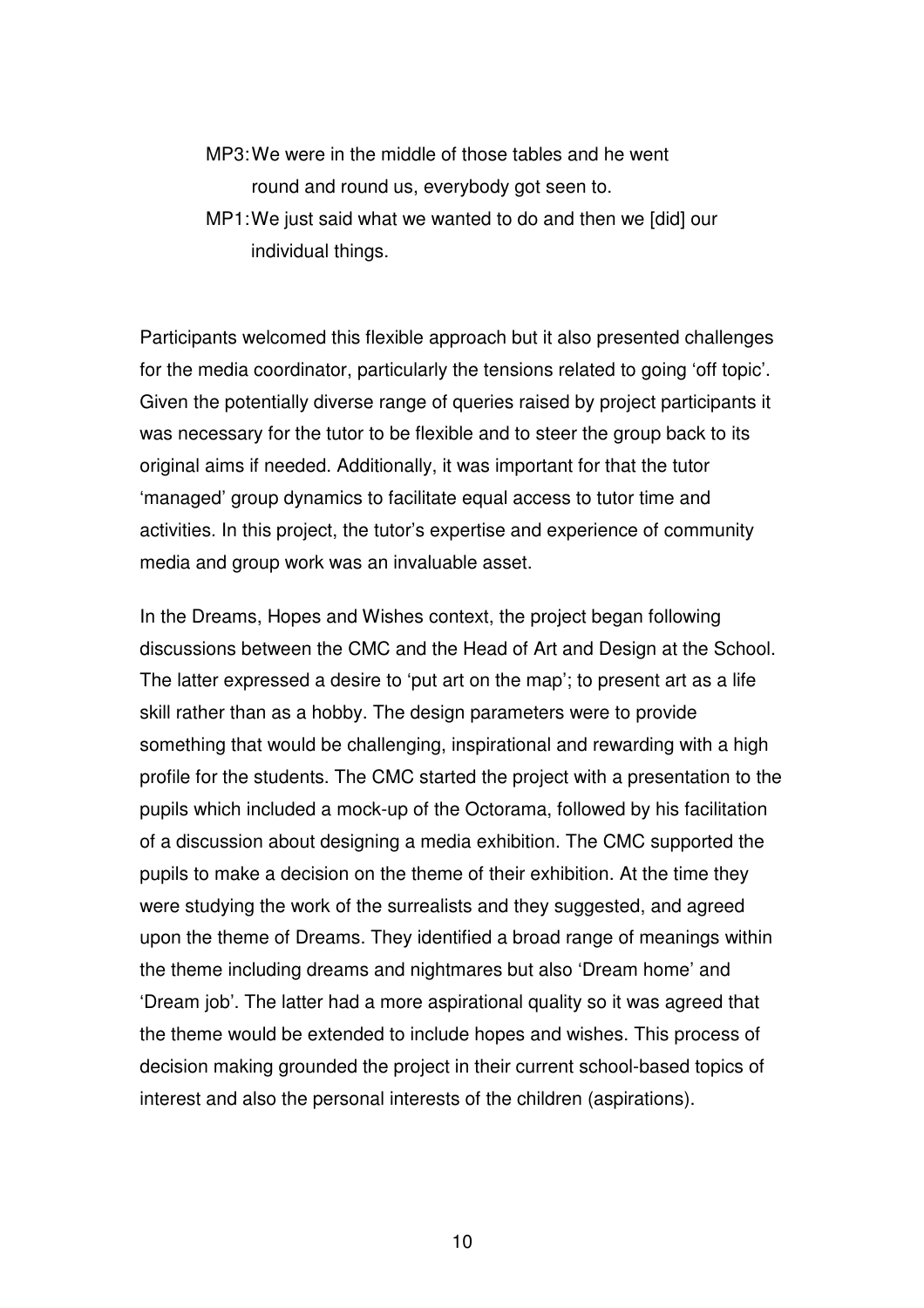MP3: We were in the middle of those tables and he went round and round us, everybody got seen to.

MP1: We just said what we wanted to do and then we [did] our individual things.

Participants welcomed this flexible approach but it also presented challenges for the media coordinator, particularly the tensions related to going 'off topic'. Given the potentially diverse range of queries raised by project participants it was necessary for the tutor to be flexible and to steer the group back to its original aims if needed. Additionally, it was important for that the tutor 'managed' group dynamics to facilitate equal access to tutor time and activities. In this project, the tutor's expertise and experience of community media and group work was an invaluable asset.

In the Dreams, Hopes and Wishes context, the project began following discussions between the CMC and the Head of Art and Design at the School. The latter expressed a desire to 'put art on the map'; to present art as a life skill rather than as a hobby. The design parameters were to provide something that would be challenging, inspirational and rewarding with a high profile for the students. The CMC started the project with a presentation to the pupils which included a mock-up of the Octorama, followed by his facilitation of a discussion about designing a media exhibition. The CMC supported the pupils to make a decision on the theme of their exhibition. At the time they were studying the work of the surrealists and they suggested, and agreed upon the theme of Dreams. They identified a broad range of meanings within the theme including dreams and nightmares but also 'Dream home' and 'Dream job'. The latter had a more aspirational quality so it was agreed that the theme would be extended to include hopes and wishes. This process of decision making grounded the project in their current school-based topics of interest and also the personal interests of the children (aspirations).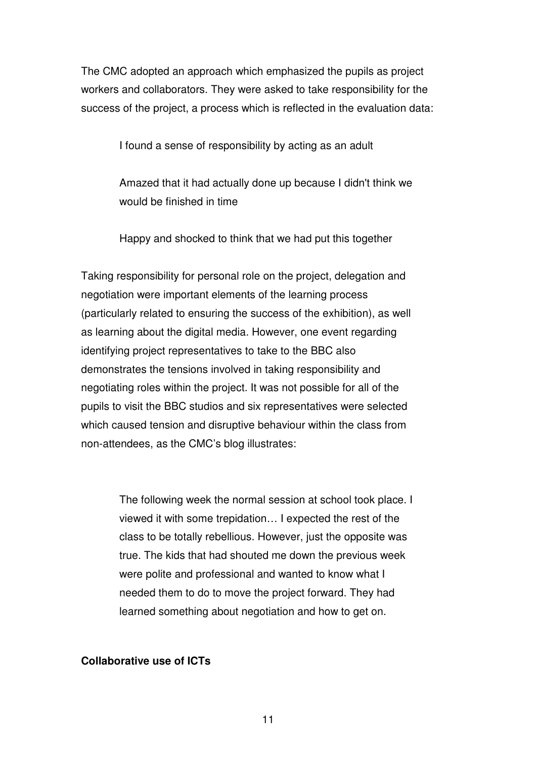The CMC adopted an approach which emphasized the pupils as project workers and collaborators. They were asked to take responsibility for the success of the project, a process which is reflected in the evaluation data:

> I found a sense of responsibility by acting as an adult
>
> Amazed that it had actually done up because I didn't think we would be finished in time
>
> Happy and shocked to think that we had put this together

Taking responsibility for personal role on the project, delegation and negotiation were important elements of the learning process (particularly related to ensuring the success of the exhibition), as well as learning about the digital media. However, one event regarding identifying project representatives to take to the BBC also demonstrates the tensions involved in taking responsibility and negotiating roles within the project. It was not possible for all of the pupils to visit the BBC studios and six representatives were selected which caused tension and disruptive behaviour within the class from non-attendees, as the CMC's blog illustrates:

> The following week the normal session at school took place. I viewed it with some trepidation… I expected the rest of the class to be totally rebellious. However, just the opposite was true. The kids that had shouted me down the previous week were polite and professional and wanted to know what I needed them to do to move the project forward. They had learned something about negotiation and how to get on.

**Collaborative use of ICTs**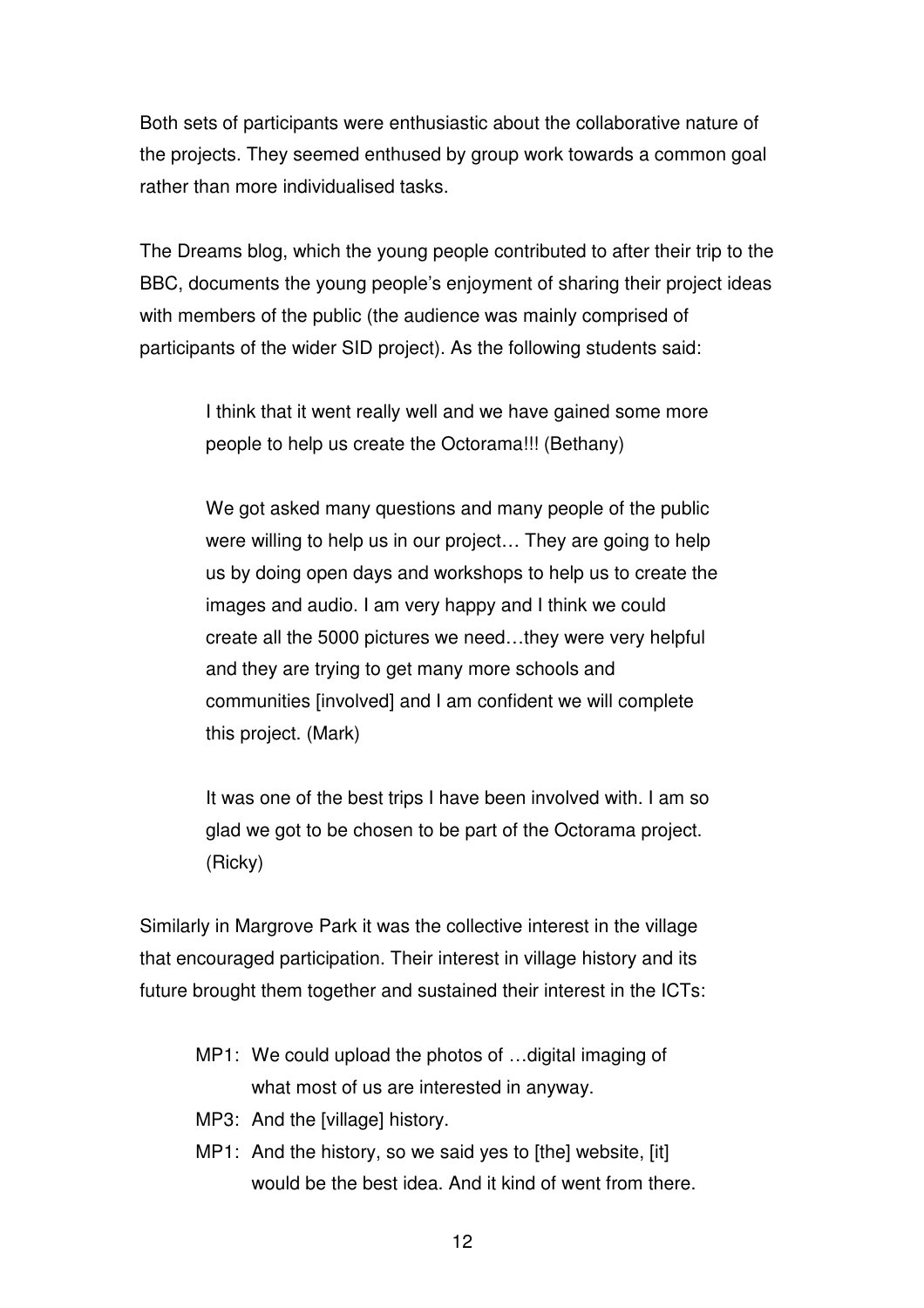Both sets of participants were enthusiastic about the collaborative nature of the projects. They seemed enthused by group work towards a common goal rather than more individualised tasks.

The Dreams blog, which the young people contributed to after their trip to the BBC, documents the young people's enjoyment of sharing their project ideas with members of the public (the audience was mainly comprised of participants of the wider SID project). As the following students said:

> I think that it went really well and we have gained some more people to help us create the Octorama!!! (Bethany)
>
> We got asked many questions and many people of the public were willing to help us in our project… They are going to help us by doing open days and workshops to help us to create the images and audio. I am very happy and I think we could create all the 5000 pictures we need…they were very helpful and they are trying to get many more schools and communities [involved] and I am confident we will complete this project. (Mark)
>
> It was one of the best trips I have been involved with. I am so glad we got to be chosen to be part of the Octorama project. (Ricky)

Similarly in Margrove Park it was the collective interest in the village that encouraged participation. Their interest in village history and its future brought them together and sustained their interest in the ICTs:

> MP1: We could upload the photos of …digital imaging of what most of us are interested in anyway.
>
> MP3: And the [village] history.
>
> MP1: And the history, so we said yes to [the] website, [it] would be the best idea. And it kind of went from there.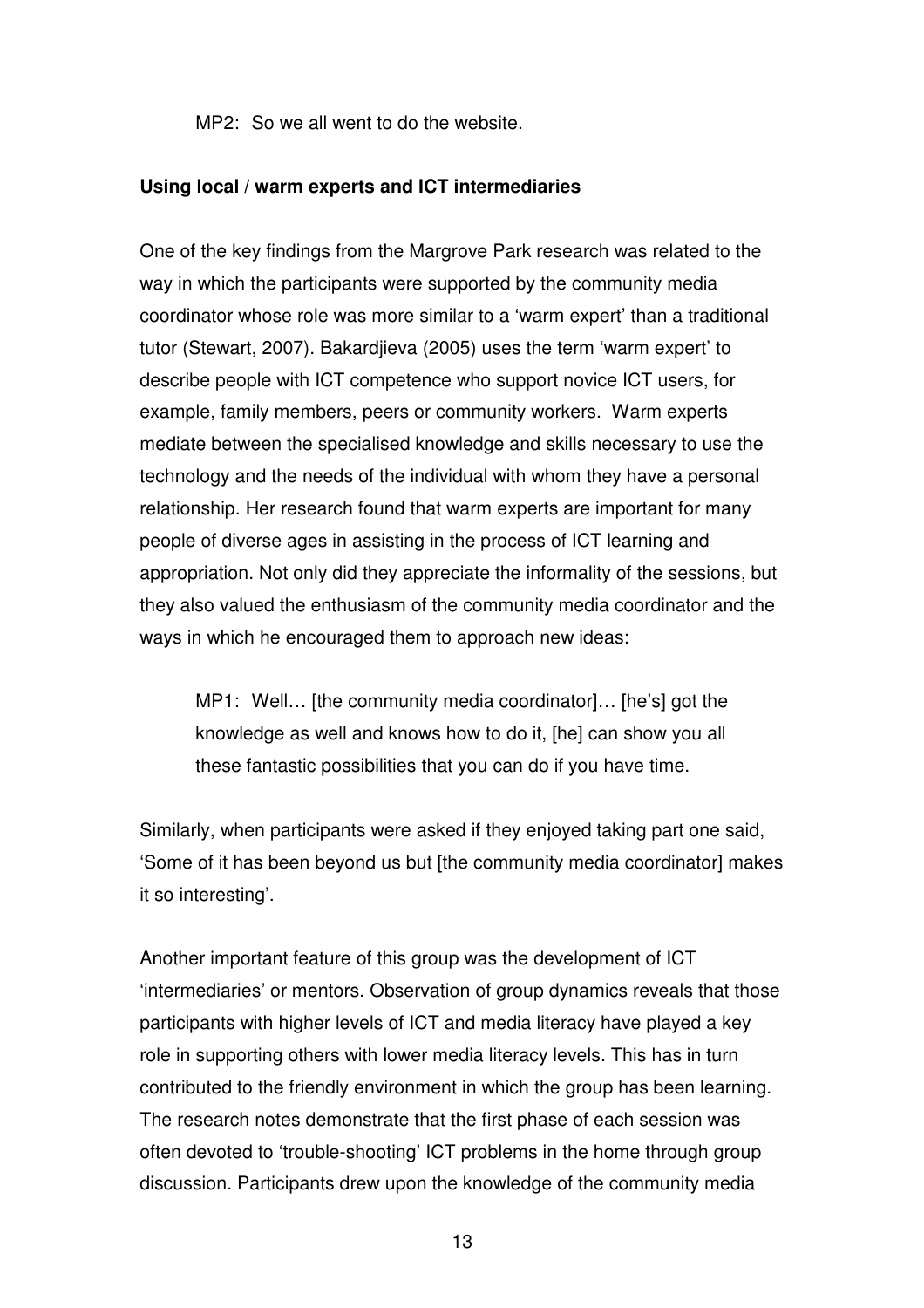MP2: So we all went to do the website.

**Using local / warm experts and ICT intermediaries**

One of the key findings from the Margrove Park research was related to the way in which the participants were supported by the community media coordinator whose role was more similar to a 'warm expert' than a traditional tutor (Stewart, 2007). Bakardjieva (2005) uses the term 'warm expert' to describe people with ICT competence who support novice ICT users, for example, family members, peers or community workers. Warm experts mediate between the specialised knowledge and skills necessary to use the technology and the needs of the individual with whom they have a personal relationship. Her research found that warm experts are important for many people of diverse ages in assisting in the process of ICT learning and appropriation. Not only did they appreciate the informality of the sessions, but they also valued the enthusiasm of the community media coordinator and the ways in which he encouraged them to approach new ideas:

> MP1: Well… [the community media coordinator]… [he's] got the knowledge as well and knows how to do it, [he] can show you all these fantastic possibilities that you can do if you have time.

Similarly, when participants were asked if they enjoyed taking part one said, 'Some of it has been beyond us but [the community media coordinator] makes it so interesting'.

Another important feature of this group was the development of ICT 'intermediaries' or mentors. Observation of group dynamics reveals that those participants with higher levels of ICT and media literacy have played a key role in supporting others with lower media literacy levels. This has in turn contributed to the friendly environment in which the group has been learning. The research notes demonstrate that the first phase of each session was often devoted to 'trouble-shooting' ICT problems in the home through group discussion. Participants drew upon the knowledge of the community media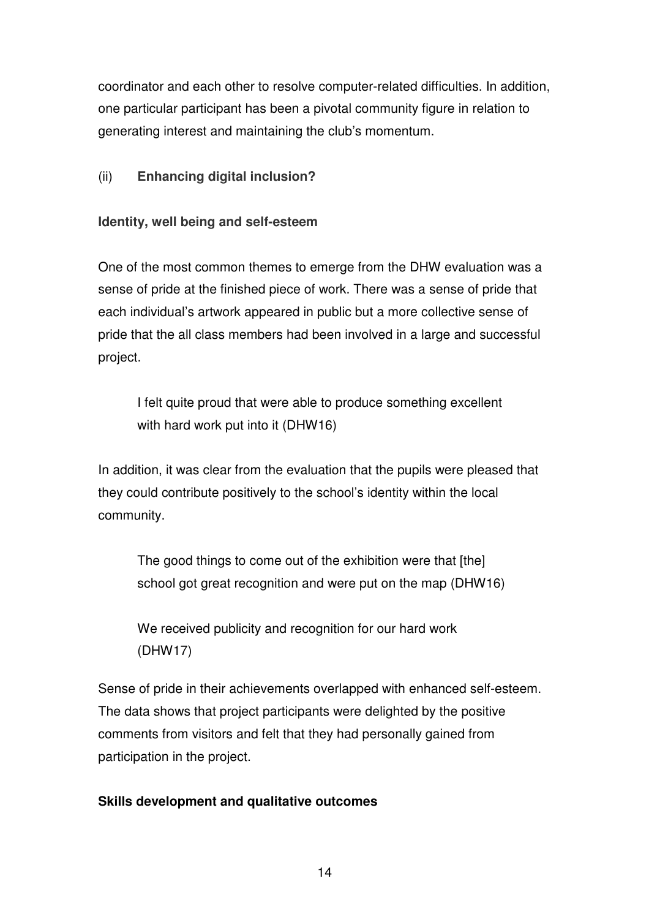coordinator and each other to resolve computer-related difficulties. In addition, one particular participant has been a pivotal community figure in relation to generating interest and maintaining the club's momentum.

(ii) **Enhancing digital inclusion?**

**Identity, well being and self-esteem**

One of the most common themes to emerge from the DHW evaluation was a sense of pride at the finished piece of work. There was a sense of pride that each individual's artwork appeared in public but a more collective sense of pride that the all class members had been involved in a large and successful project.

> I felt quite proud that were able to produce something excellent with hard work put into it (DHW16)

In addition, it was clear from the evaluation that the pupils were pleased that they could contribute positively to the school's identity within the local community.

> The good things to come out of the exhibition were that [the] school got great recognition and were put on the map (DHW16)

> We received publicity and recognition for our hard work (DHW17)

Sense of pride in their achievements overlapped with enhanced self-esteem. The data shows that project participants were delighted by the positive comments from visitors and felt that they had personally gained from participation in the project.

**Skills development and qualitative outcomes**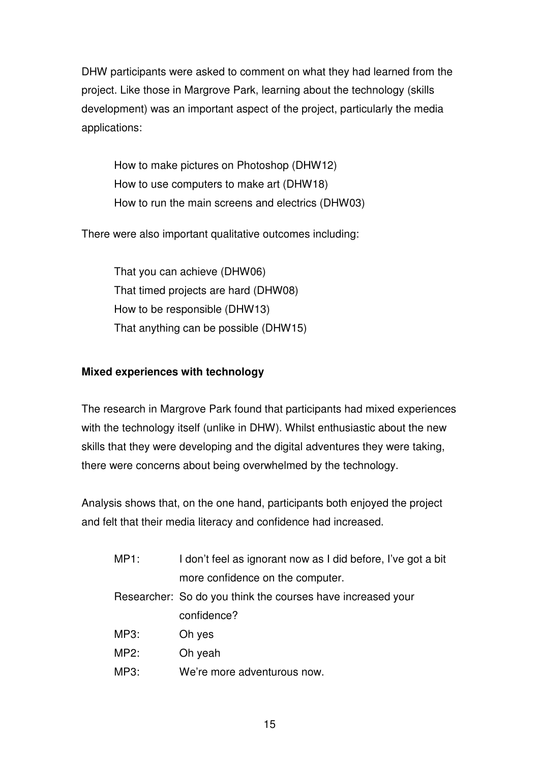DHW participants were asked to comment on what they had learned from the project. Like those in Margrove Park, learning about the technology (skills development) was an important aspect of the project, particularly the media applications:

> How to make pictures on Photoshop (DHW12)
> How to use computers to make art (DHW18)
> How to run the main screens and electrics (DHW03)

There were also important qualitative outcomes including:

> That you can achieve (DHW06)
> That timed projects are hard (DHW08)
> How to be responsible (DHW13)
> That anything can be possible (DHW15)

**Mixed experiences with technology**

The research in Margrove Park found that participants had mixed experiences with the technology itself (unlike in DHW). Whilst enthusiastic about the new skills that they were developing and the digital adventures they were taking, there were concerns about being overwhelmed by the technology.

Analysis shows that, on the one hand, participants both enjoyed the project and felt that their media literacy and confidence had increased.

> MP1: I don't feel as ignorant now as I did before, I've got a bit more confidence on the computer.
> Researcher: So do you think the courses have increased your confidence?
> MP3: Oh yes
> MP2: Oh yeah
> MP3: We're more adventurous now.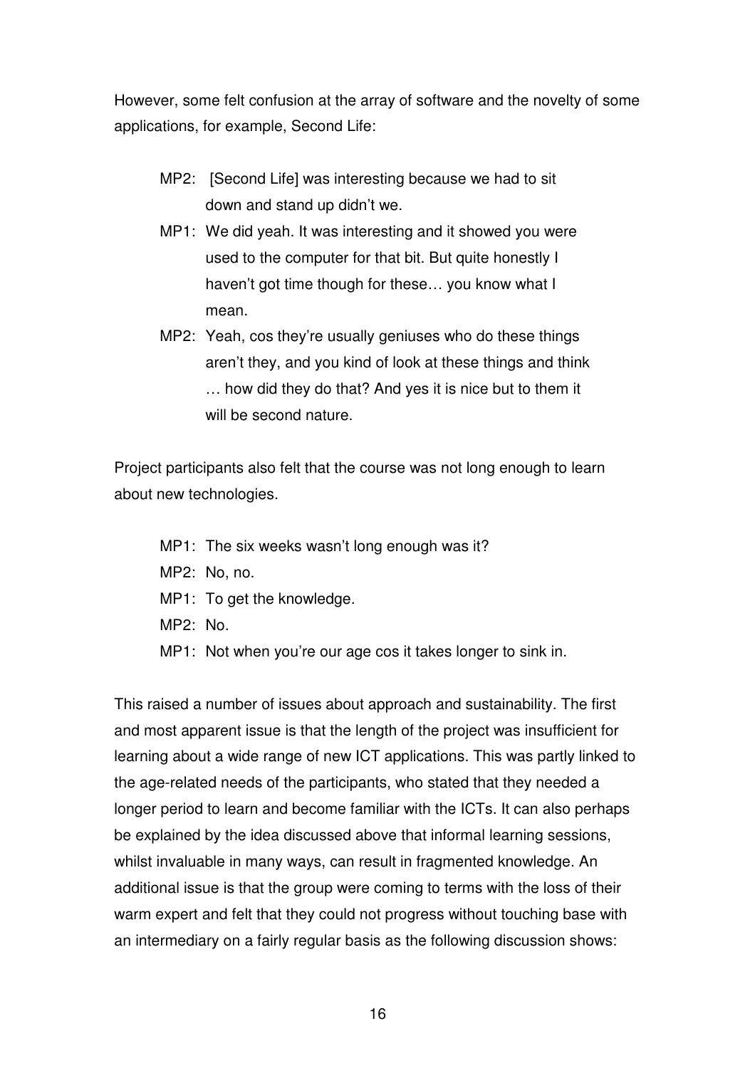However, some felt confusion at the array of software and the novelty of some applications, for example, Second Life:

> MP2: [Second Life] was interesting because we had to sit down and stand up didn't we.
>
> MP1: We did yeah. It was interesting and it showed you were used to the computer for that bit. But quite honestly I haven't got time though for these… you know what I mean.
>
> MP2: Yeah, cos they're usually geniuses who do these things aren't they, and you kind of look at these things and think … how did they do that? And yes it is nice but to them it will be second nature.

Project participants also felt that the course was not long enough to learn about new technologies.

> MP1: The six weeks wasn't long enough was it?
>
> MP2: No, no.
>
> MP1: To get the knowledge.
>
> MP2: No.
>
> MP1: Not when you're our age cos it takes longer to sink in.

This raised a number of issues about approach and sustainability. The first and most apparent issue is that the length of the project was insufficient for learning about a wide range of new ICT applications. This was partly linked to the age-related needs of the participants, who stated that they needed a longer period to learn and become familiar with the ICTs. It can also perhaps be explained by the idea discussed above that informal learning sessions, whilst invaluable in many ways, can result in fragmented knowledge. An additional issue is that the group were coming to terms with the loss of their warm expert and felt that they could not progress without touching base with an intermediary on a fairly regular basis as the following discussion shows: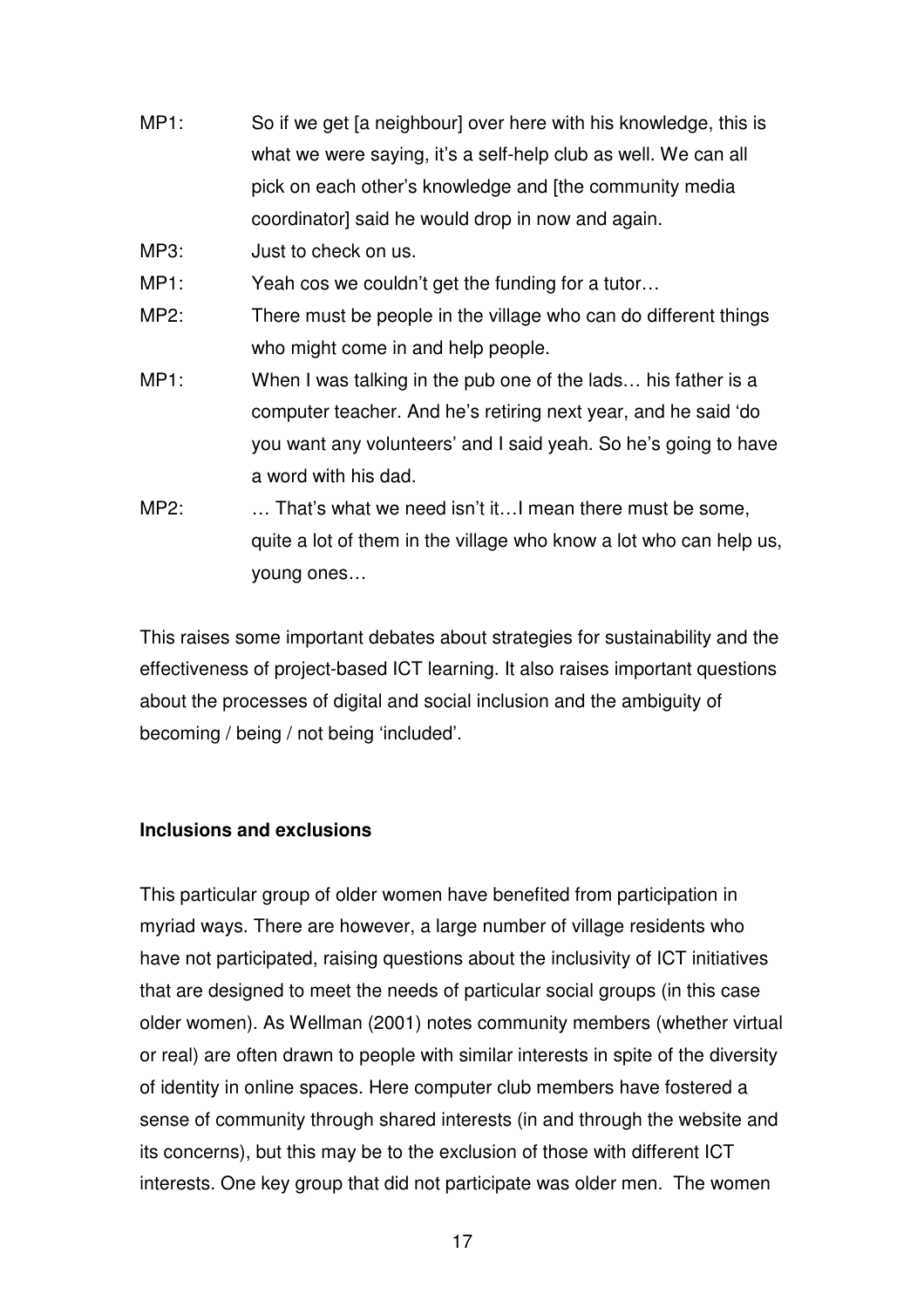MP1: So if we get [a neighbour] over here with his knowledge, this is what we were saying, it's a self-help club as well. We can all pick on each other's knowledge and [the community media coordinator] said he would drop in now and again.

MP3: Just to check on us.

MP1: Yeah cos we couldn't get the funding for a tutor…

MP2: There must be people in the village who can do different things who might come in and help people.

MP1: When I was talking in the pub one of the lads… his father is a computer teacher. And he's retiring next year, and he said 'do you want any volunteers' and I said yeah. So he's going to have a word with his dad.

MP2: … That's what we need isn't it…I mean there must be some, quite a lot of them in the village who know a lot who can help us, young ones…

This raises some important debates about strategies for sustainability and the effectiveness of project-based ICT learning. It also raises important questions about the processes of digital and social inclusion and the ambiguity of becoming / being / not being 'included'.

**Inclusions and exclusions**

This particular group of older women have benefited from participation in myriad ways. There are however, a large number of village residents who have not participated, raising questions about the inclusivity of ICT initiatives that are designed to meet the needs of particular social groups (in this case older women). As Wellman (2001) notes community members (whether virtual or real) are often drawn to people with similar interests in spite of the diversity of identity in online spaces. Here computer club members have fostered a sense of community through shared interests (in and through the website and its concerns), but this may be to the exclusion of those with different ICT interests. One key group that did not participate was older men. The women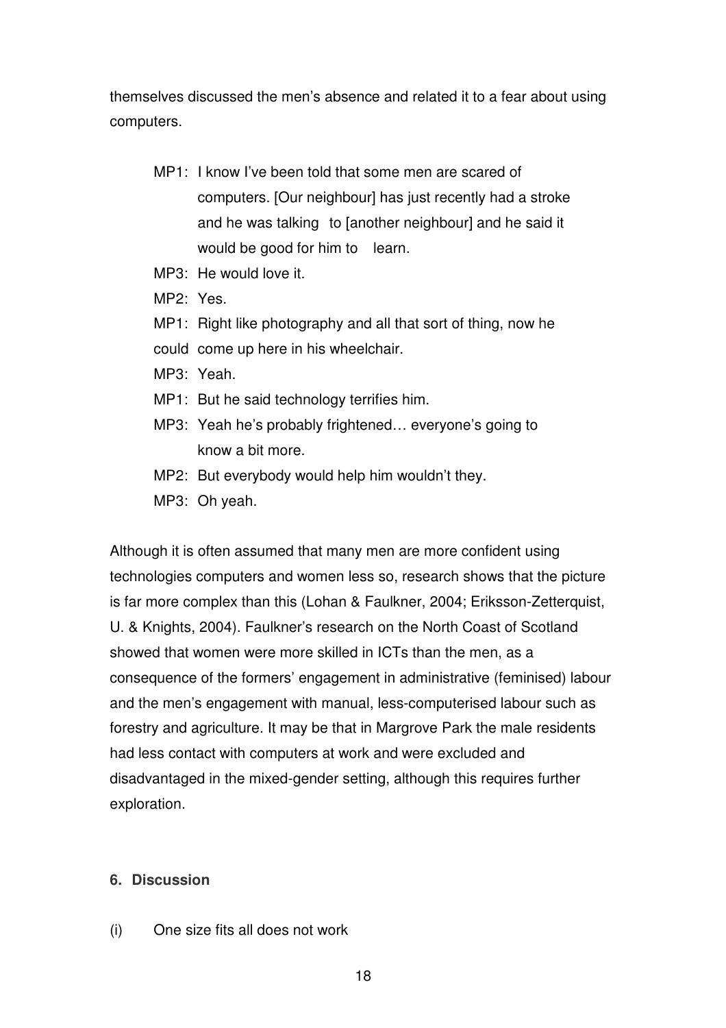themselves discussed the men's absence and related it to a fear about using computers.

> MP1: I know I've been told that some men are scared of computers. [Our neighbour] has just recently had a stroke and he was talking to [another neighbour] and he said it would be good for him to learn.
>
> MP3: He would love it.
>
> MP2: Yes.
>
> MP1: Right like photography and all that sort of thing, now he could come up here in his wheelchair.
>
> MP3: Yeah.
>
> MP1: But he said technology terrifies him.
>
> MP3: Yeah he's probably frightened… everyone's going to know a bit more.
>
> MP2: But everybody would help him wouldn't they.
>
> MP3: Oh yeah.

Although it is often assumed that many men are more confident using technologies computers and women less so, research shows that the picture is far more complex than this (Lohan & Faulkner, 2004; Eriksson-Zetterquist, U. & Knights, 2004). Faulkner's research on the North Coast of Scotland showed that women were more skilled in ICTs than the men, as a consequence of the formers' engagement in administrative (feminised) labour and the men's engagement with manual, less-computerised labour such as forestry and agriculture. It may be that in Margrove Park the male residents had less contact with computers at work and were excluded and disadvantaged in the mixed-gender setting, although this requires further exploration.

## 6. Discussion

(i) One size fits all does not work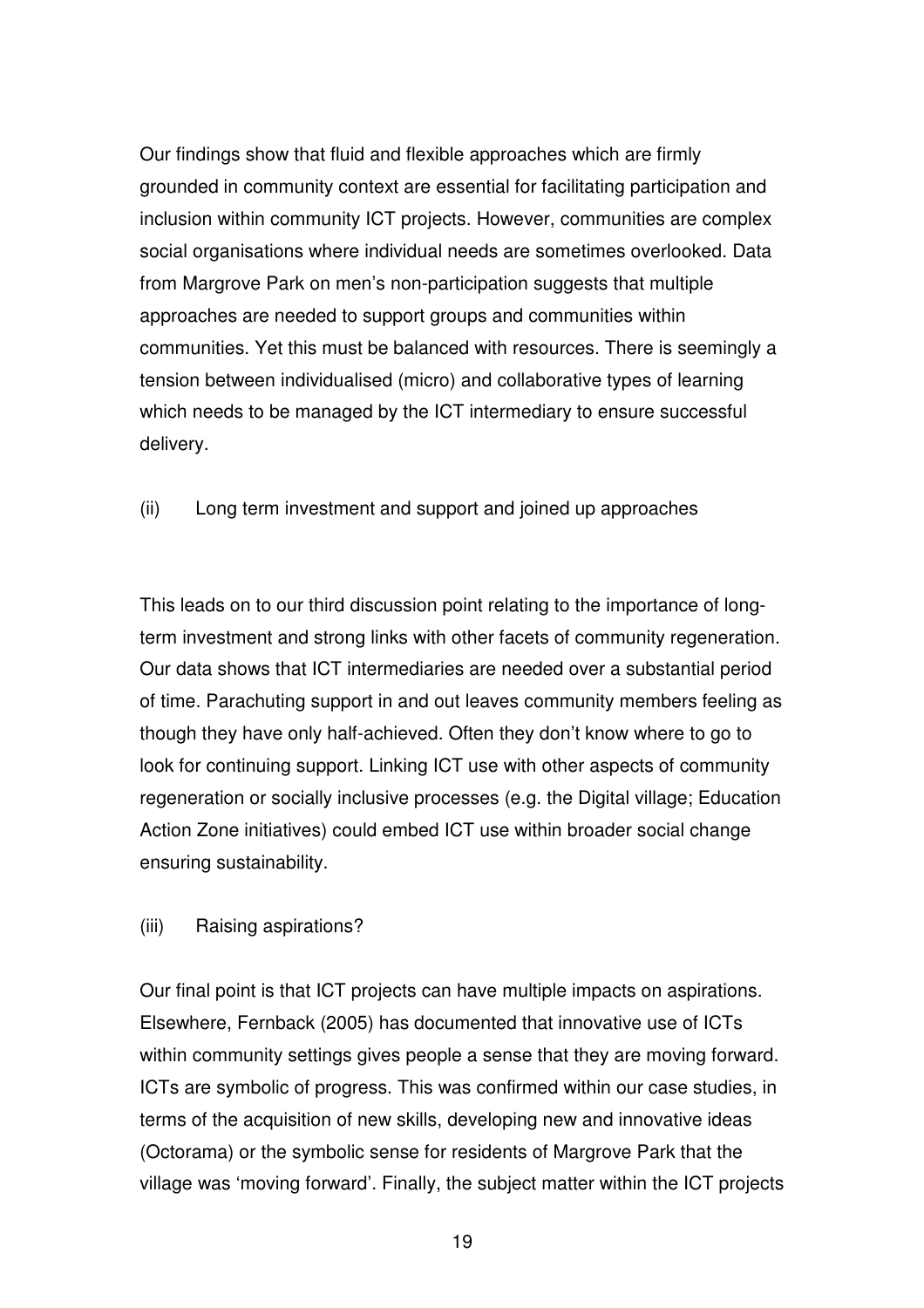Our findings show that fluid and flexible approaches which are firmly grounded in community context are essential for facilitating participation and inclusion within community ICT projects. However, communities are complex social organisations where individual needs are sometimes overlooked. Data from Margrove Park on men's non-participation suggests that multiple approaches are needed to support groups and communities within communities. Yet this must be balanced with resources. There is seemingly a tension between individualised (micro) and collaborative types of learning which needs to be managed by the ICT intermediary to ensure successful delivery.

(ii) Long term investment and support and joined up approaches

This leads on to our third discussion point relating to the importance of long-term investment and strong links with other facets of community regeneration. Our data shows that ICT intermediaries are needed over a substantial period of time. Parachuting support in and out leaves community members feeling as though they have only half-achieved. Often they don't know where to go to look for continuing support. Linking ICT use with other aspects of community regeneration or socially inclusive processes (e.g. the Digital village; Education Action Zone initiatives) could embed ICT use within broader social change ensuring sustainability.

(iii) Raising aspirations?

Our final point is that ICT projects can have multiple impacts on aspirations. Elsewhere, Fernback (2005) has documented that innovative use of ICTs within community settings gives people a sense that they are moving forward. ICTs are symbolic of progress. This was confirmed within our case studies, in terms of the acquisition of new skills, developing new and innovative ideas (Octorama) or the symbolic sense for residents of Margrove Park that the village was 'moving forward'. Finally, the subject matter within the ICT projects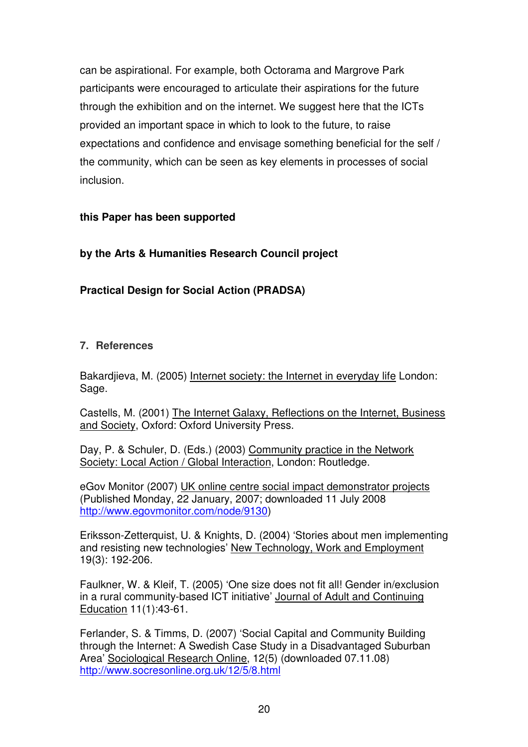can be aspirational. For example, both Octorama and Margrove Park participants were encouraged to articulate their aspirations for the future through the exhibition and on the internet. We suggest here that the ICTs provided an important space in which to look to the future, to raise expectations and confidence and envisage something beneficial for the self / the community, which can be seen as key elements in processes of social inclusion.

**this Paper has been supported**

**by the Arts & Humanities Research Council project**

**Practical Design for Social Action (PRADSA)**

## 7. References

Bakardjieva, M. (2005) Internet society: the Internet in everyday life London: Sage.

Castells, M. (2001) The Internet Galaxy, Reflections on the Internet, Business and Society, Oxford: Oxford University Press.

Day, P. & Schuler, D. (Eds.) (2003) Community practice in the Network Society: Local Action / Global Interaction, London: Routledge.

eGov Monitor (2007) UK online centre social impact demonstrator projects (Published Monday, 22 January, 2007; downloaded 11 July 2008 http://www.egovmonitor.com/node/9130)

Eriksson-Zetterquist, U. & Knights, D. (2004) 'Stories about men implementing and resisting new technologies' New Technology, Work and Employment 19(3): 192-206.

Faulkner, W. & Kleif, T. (2005) 'One size does not fit all! Gender in/exclusion in a rural community-based ICT initiative' Journal of Adult and Continuing Education 11(1):43-61.

Ferlander, S. & Timms, D. (2007) 'Social Capital and Community Building through the Internet: A Swedish Case Study in a Disadvantaged Suburban Area' Sociological Research Online, 12(5) (downloaded 07.11.08) http://www.socresonline.org.uk/12/5/8.html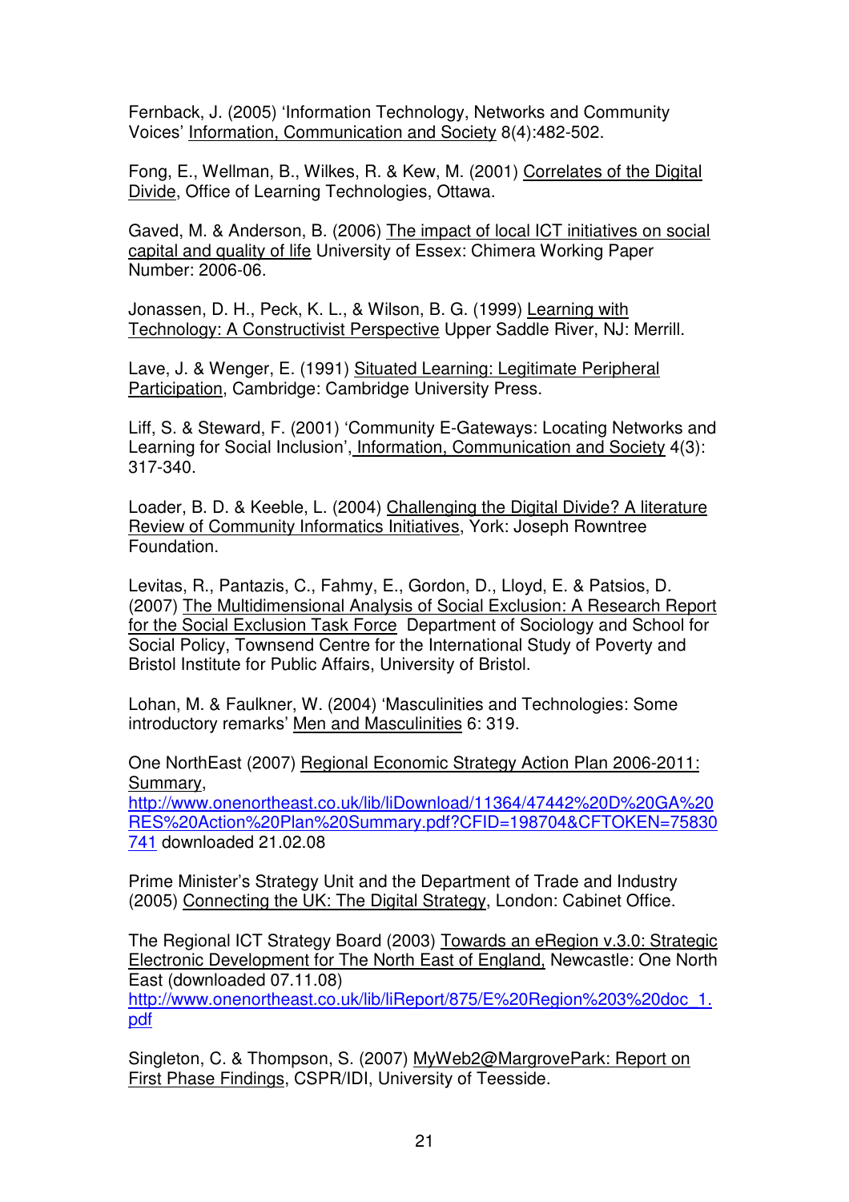Fernback, J. (2005) 'Information Technology, Networks and Community Voices' Information, Communication and Society 8(4):482-502.

Fong, E., Wellman, B., Wilkes, R. & Kew, M. (2001) Correlates of the Digital Divide, Office of Learning Technologies, Ottawa.

Gaved, M. & Anderson, B. (2006) The impact of local ICT initiatives on social capital and quality of life University of Essex: Chimera Working Paper Number: 2006-06.

Jonassen, D. H., Peck, K. L., & Wilson, B. G. (1999) Learning with Technology: A Constructivist Perspective Upper Saddle River, NJ: Merrill.

Lave, J. & Wenger, E. (1991) Situated Learning: Legitimate Peripheral Participation, Cambridge: Cambridge University Press.

Liff, S. & Steward, F. (2001) 'Community E-Gateways: Locating Networks and Learning for Social Inclusion', Information, Communication and Society 4(3): 317-340.

Loader, B. D. & Keeble, L. (2004) Challenging the Digital Divide? A literature Review of Community Informatics Initiatives, York: Joseph Rowntree Foundation.

Levitas, R., Pantazis, C., Fahmy, E., Gordon, D., Lloyd, E. & Patsios, D. (2007) The Multidimensional Analysis of Social Exclusion: A Research Report for the Social Exclusion Task Force Department of Sociology and School for Social Policy, Townsend Centre for the International Study of Poverty and Bristol Institute for Public Affairs, University of Bristol.

Lohan, M. & Faulkner, W. (2004) 'Masculinities and Technologies: Some introductory remarks' Men and Masculinities 6: 319.

One NorthEast (2007) Regional Economic Strategy Action Plan 2006-2011: Summary, http://www.onenortheast.co.uk/lib/liDownload/11364/47442%20D%20GA%20RES%20Action%20Plan%20Summary.pdf?CFID=198704&CFTOKEN=75830741 downloaded 21.02.08

Prime Minister's Strategy Unit and the Department of Trade and Industry (2005) Connecting the UK: The Digital Strategy, London: Cabinet Office.

The Regional ICT Strategy Board (2003) Towards an eRegion v.3.0: Strategic Electronic Development for The North East of England, Newcastle: One North East (downloaded 07.11.08) http://www.onenortheast.co.uk/lib/liReport/875/E%20Region%203%20doc_1.pdf

Singleton, C. & Thompson, S. (2007) MyWeb2@MargrovePark: Report on First Phase Findings, CSPR/IDI, University of Teesside.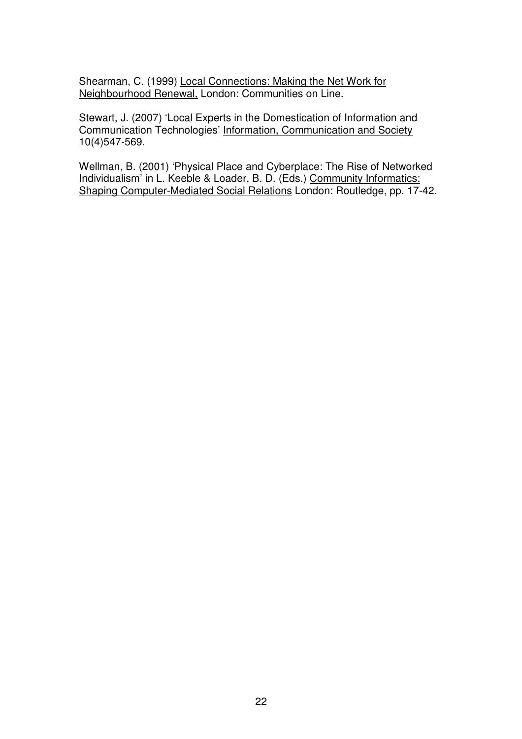Shearman, C. (1999) Local Connections: Making the Net Work for Neighbourhood Renewal, London: Communities on Line.

Stewart, J. (2007) 'Local Experts in the Domestication of Information and Communication Technologies' Information, Communication and Society 10(4)547-569.

Wellman, B. (2001) 'Physical Place and Cyberplace: The Rise of Networked Individualism' in L. Keeble & Loader, B. D. (Eds.) Community Informatics: Shaping Computer-Mediated Social Relations London: Routledge, pp. 17-42.